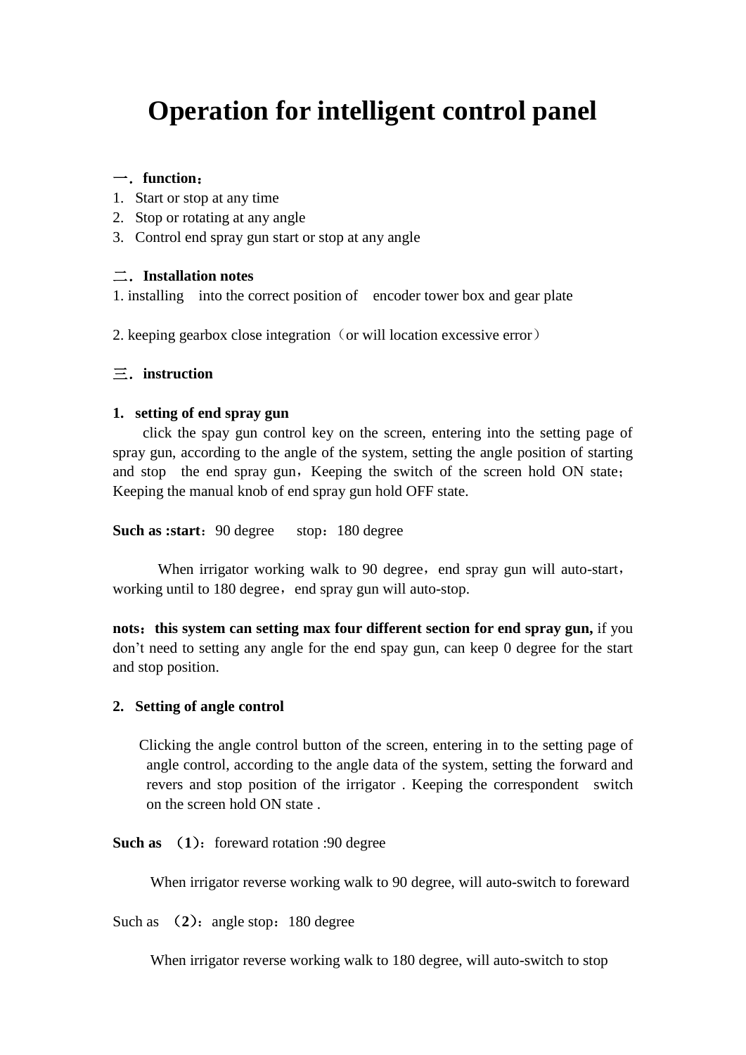# Operation for intelligent control panel

**一．function：**

1. Start or stop at any time
2. Stop or rotating at any angle
3. Control end spray gun start or stop at any angle

**二．Installation notes**

1. installing into the correct position of encoder tower box and gear plate

2. keeping gearbox close integration（or will location excessive error）

**三．instruction**

**1. setting of end spray gun**

click the spay gun control key on the screen, entering into the setting page of spray gun, according to the angle of the system, setting the angle position of starting and stop the end spray gun，Keeping the switch of the screen hold ON state；Keeping the manual knob of end spray gun hold OFF state.

**Such as :start**：90 degree stop：180 degree

When irrigator working walk to 90 degree，end spray gun will auto-start，working until to 180 degree，end spray gun will auto-stop.

**nots：this system can setting max four different section for end spray gun,** if you don't need to setting any angle for the end spay gun, can keep 0 degree for the start and stop position.

**2. Setting of angle control**

Clicking the angle control button of the screen, entering in to the setting page of angle control, according to the angle data of the system, setting the forward and revers and stop position of the irrigator . Keeping the correspondent switch on the screen hold ON state .

**Such as （1）**：foreward rotation :90 degree

When irrigator reverse working walk to 90 degree, will auto-switch to foreward

Such as **（2）**：angle stop：180 degree

When irrigator reverse working walk to 180 degree, will auto-switch to stop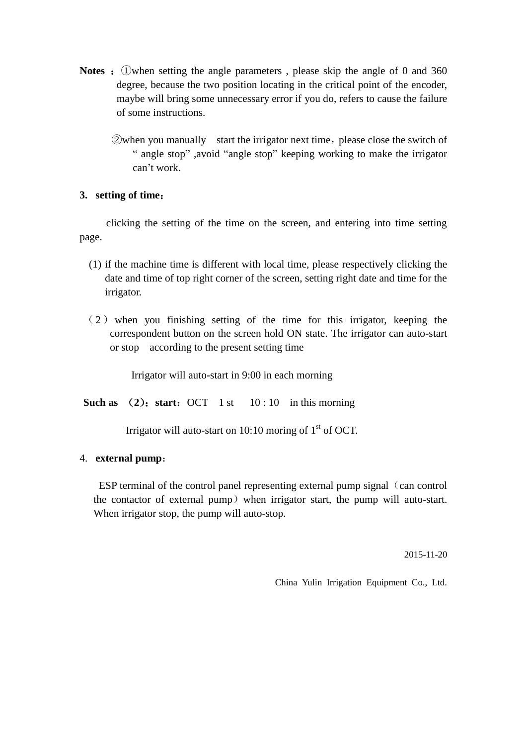**Notes ：**①when setting the angle parameters , please skip the angle of 0 and 360 degree, because the two position locating in the critical point of the encoder, maybe will bring some unnecessary error if you do, refers to cause the failure of some instructions.

②when you manually start the irrigator next time，please close the switch of " angle stop" ,avoid "angle stop" keeping working to make the irrigator can't work.

**3. setting of time：**

clicking the setting of the time on the screen, and entering into time setting page.

(1) if the machine time is different with local time, please respectively clicking the date and time of top right corner of the screen, setting right date and time for the irrigator.

（2）when you finishing setting of the time for this irrigator, keeping the correspondent button on the screen hold ON state. The irrigator can auto-start or stop according to the present setting time

Irrigator will auto-start in 9:00 in each morning

**Such as （2）：start**：OCT 1 st 10 : 10 in this morning

Irrigator will auto-start on 10:10 moring of 1st of OCT.

4. **external pump：**

ESP terminal of the control panel representing external pump signal（can control the contactor of external pump）when irrigator start, the pump will auto-start. When irrigator stop, the pump will auto-stop.

2015-11-20

China Yulin Irrigation Equipment Co., Ltd.